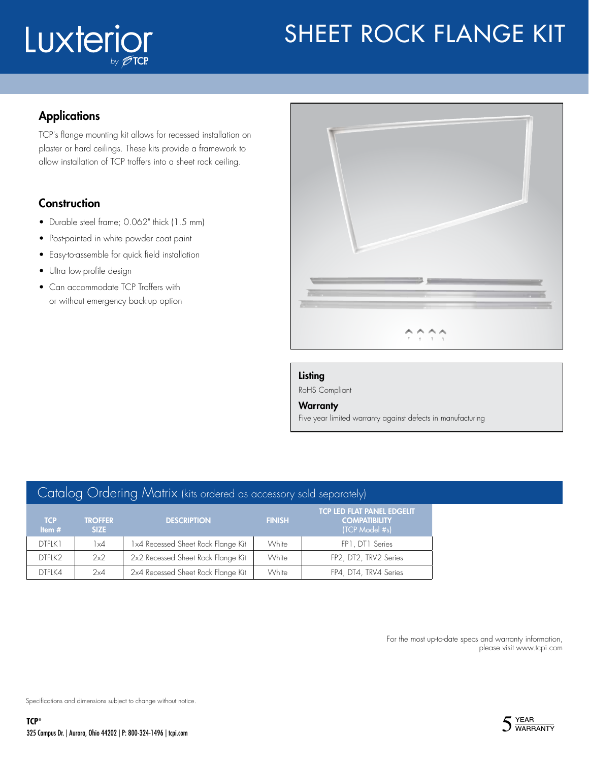# Luxterior by TCP

# SHEET ROCK FLANGE KIT

## Applications

TCP's flange mounting kit allows for recessed installation on plaster or hard ceilings. These kits provide a framework to allow installation of TCP troffers into a sheet rock ceiling.

## Construction

- Durable steel frame; 0.062" thick (1.5 mm)
- Post-painted in white powder coat paint
- Easy-to-assemble for quick field installation
- Ultra low-profile design
- Can accommodate TCP Troffers with or without emergency back-up option

### Listing

RoHS Compliant

### Warranty

Five year limited warranty against defects in manufacturing

## Catalog Ordering Matrix (kits ordered as accessory sold separately)

| TCP Item # | TROFFER SIZE | DESCRIPTION | FINISH | TCP LED FLAT PANEL EDGELIT COMPATIBILITY (TCP Model #s) |
|---|---|---|---|---|
| DTFLK1 | 1x4 | 1x4 Recessed Sheet Rock Flange Kit | White | FP1, DT1 Series |
| DTFLK2 | 2x2 | 2x2 Recessed Sheet Rock Flange Kit | White | FP2, DT2, TRV2 Series |
| DTFLK4 | 2x4 | 2x4 Recessed Sheet Rock Flange Kit | White | FP4, DT4, TRV4 Series |

For the most up-to-date specs and warranty information, please visit www.tcpi.com

Specifications and dimensions subject to change without notice.

**TCP®**
325 Campus Dr. | Aurora, Ohio 44202 | P: 800-324-1496 | tcpi.com

5 YEAR WARRANTY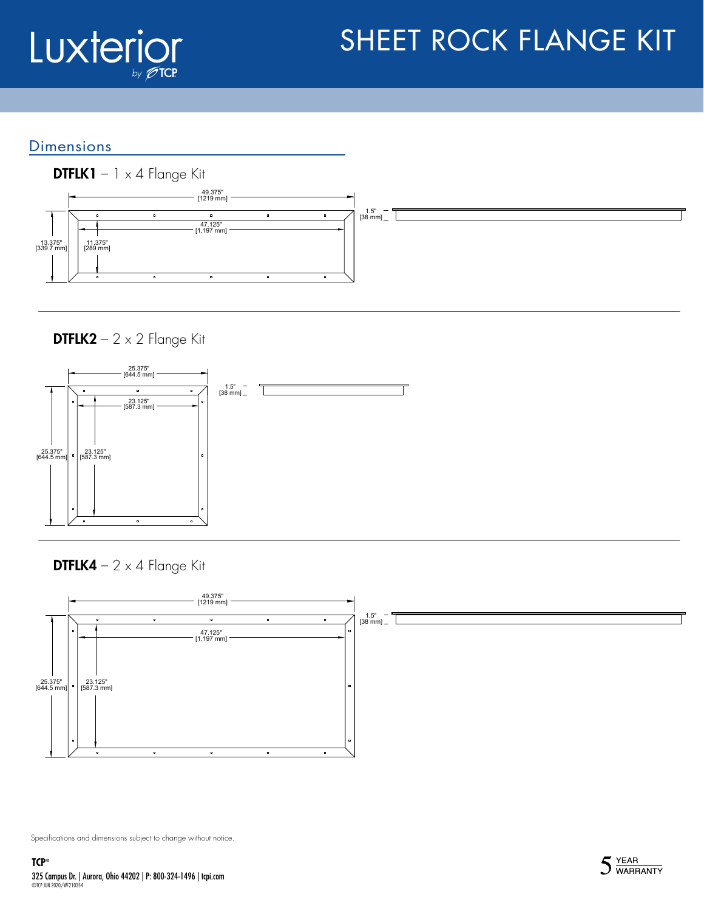# SHEET ROCK FLANGE KIT

## Dimensions

### DTFLK1 – 1 x 4 Flange Kit

49.375"
[1219 mm]

47.125"
[1,197 mm]

13.375"
[339.7 mm]

11.375"
[289 mm]

1.5"
[38 mm]

### DTFLK2 – 2 x 2 Flange Kit

25.375"
[644.5 mm]

23.125"
[587.3 mm]

25.375"
[644.5 mm]

23.125"
[587.3 mm]

1.5"
[38 mm]

### DTFLK4 – 2 x 4 Flange Kit

49.375"
[1219 mm]

47.125"
[1,197 mm]

25.375"
[644.5 mm]

23.125"
[587.3 mm]

1.5"
[38 mm]

Specifications and dimensions subject to change without notice.

TCP®
325 Campus Dr. | Aurora, Ohio 44202 | P: 800-324-1496 | tcpi.com
©TCP JUN 2020/WF210354

5 YEAR WARRANTY